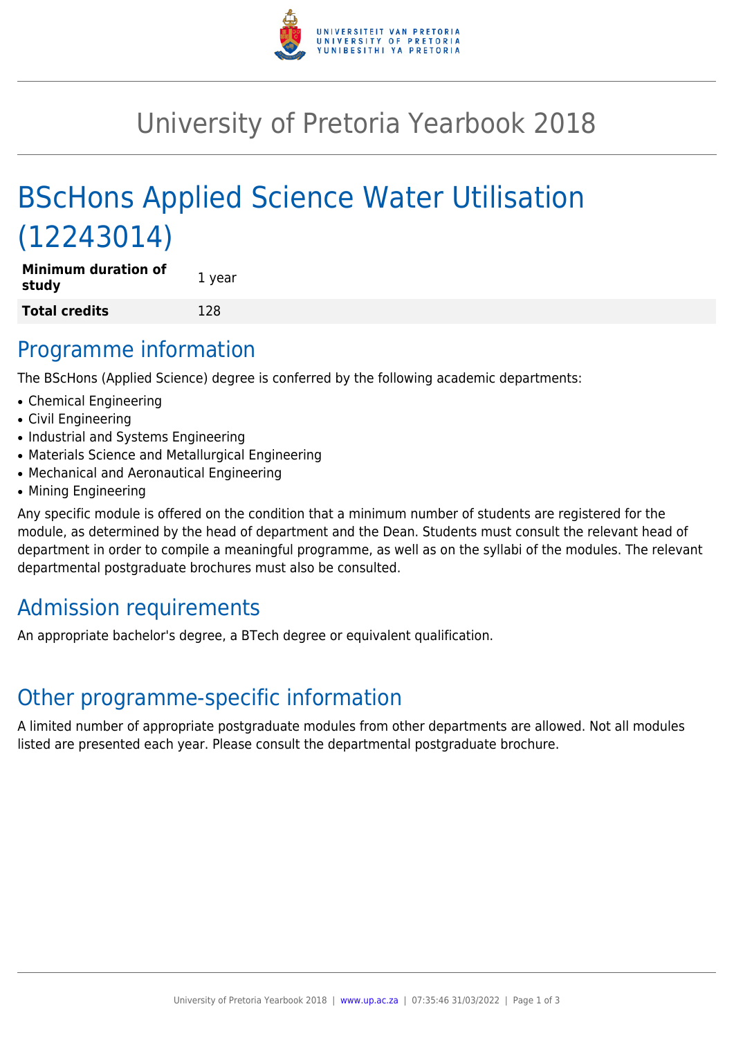# University of Pretoria Yearbook 2018

# BScHons Applied Science Water Utilisation (12243014)

| **Minimum duration of study** | 1 year |
|---|---|
| **Total credits** | 128 |

## Programme information

The BScHons (Applied Science) degree is conferred by the following academic departments:

- Chemical Engineering
- Civil Engineering
- Industrial and Systems Engineering
- Materials Science and Metallurgical Engineering
- Mechanical and Aeronautical Engineering
- Mining Engineering

Any specific module is offered on the condition that a minimum number of students are registered for the module, as determined by the head of department and the Dean. Students must consult the relevant head of department in order to compile a meaningful programme, as well as on the syllabi of the modules. The relevant departmental postgraduate brochures must also be consulted.

## Admission requirements

An appropriate bachelor's degree, a BTech degree or equivalent qualification.

## Other programme-specific information

A limited number of appropriate postgraduate modules from other departments are allowed. Not all modules listed are presented each year. Please consult the departmental postgraduate brochure.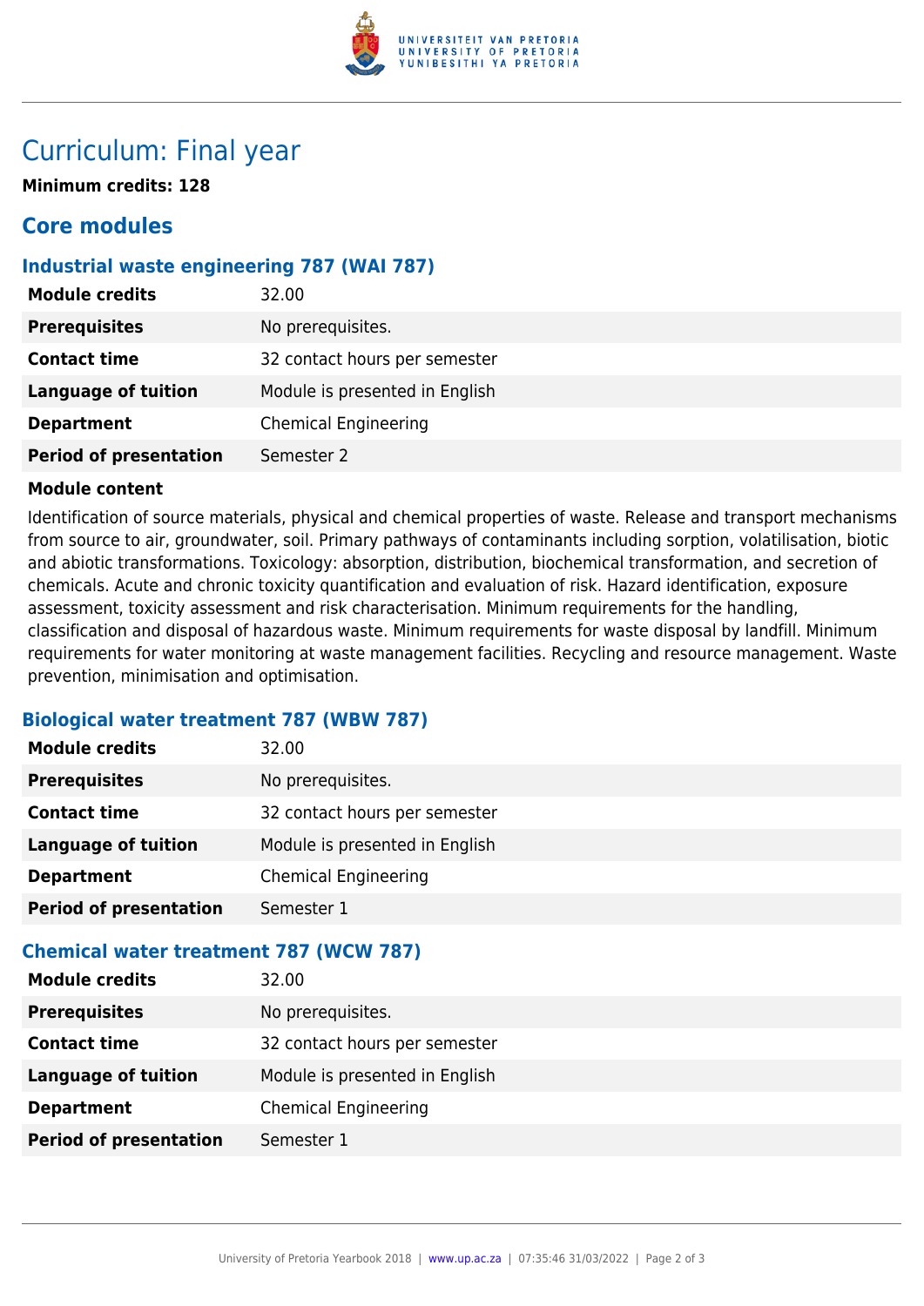# Curriculum: Final year

**Minimum credits: 128**

## Core modules

### Industrial waste engineering 787 (WAI 787)

| | |
|---|---|
| **Module credits** | 32.00 |
| **Prerequisites** | No prerequisites. |
| **Contact time** | 32 contact hours per semester |
| **Language of tuition** | Module is presented in English |
| **Department** | Chemical Engineering |
| **Period of presentation** | Semester 2 |

**Module content**

Identification of source materials, physical and chemical properties of waste. Release and transport mechanisms from source to air, groundwater, soil. Primary pathways of contaminants including sorption, volatilisation, biotic and abiotic transformations. Toxicology: absorption, distribution, biochemical transformation, and secretion of chemicals. Acute and chronic toxicity quantification and evaluation of risk. Hazard identification, exposure assessment, toxicity assessment and risk characterisation. Minimum requirements for the handling, classification and disposal of hazardous waste. Minimum requirements for waste disposal by landfill. Minimum requirements for water monitoring at waste management facilities. Recycling and resource management. Waste prevention, minimisation and optimisation.

### Biological water treatment 787 (WBW 787)

| | |
|---|---|
| **Module credits** | 32.00 |
| **Prerequisites** | No prerequisites. |
| **Contact time** | 32 contact hours per semester |
| **Language of tuition** | Module is presented in English |
| **Department** | Chemical Engineering |
| **Period of presentation** | Semester 1 |

### Chemical water treatment 787 (WCW 787)

| | |
|---|---|
| **Module credits** | 32.00 |
| **Prerequisites** | No prerequisites. |
| **Contact time** | 32 contact hours per semester |
| **Language of tuition** | Module is presented in English |
| **Department** | Chemical Engineering |
| **Period of presentation** | Semester 1 |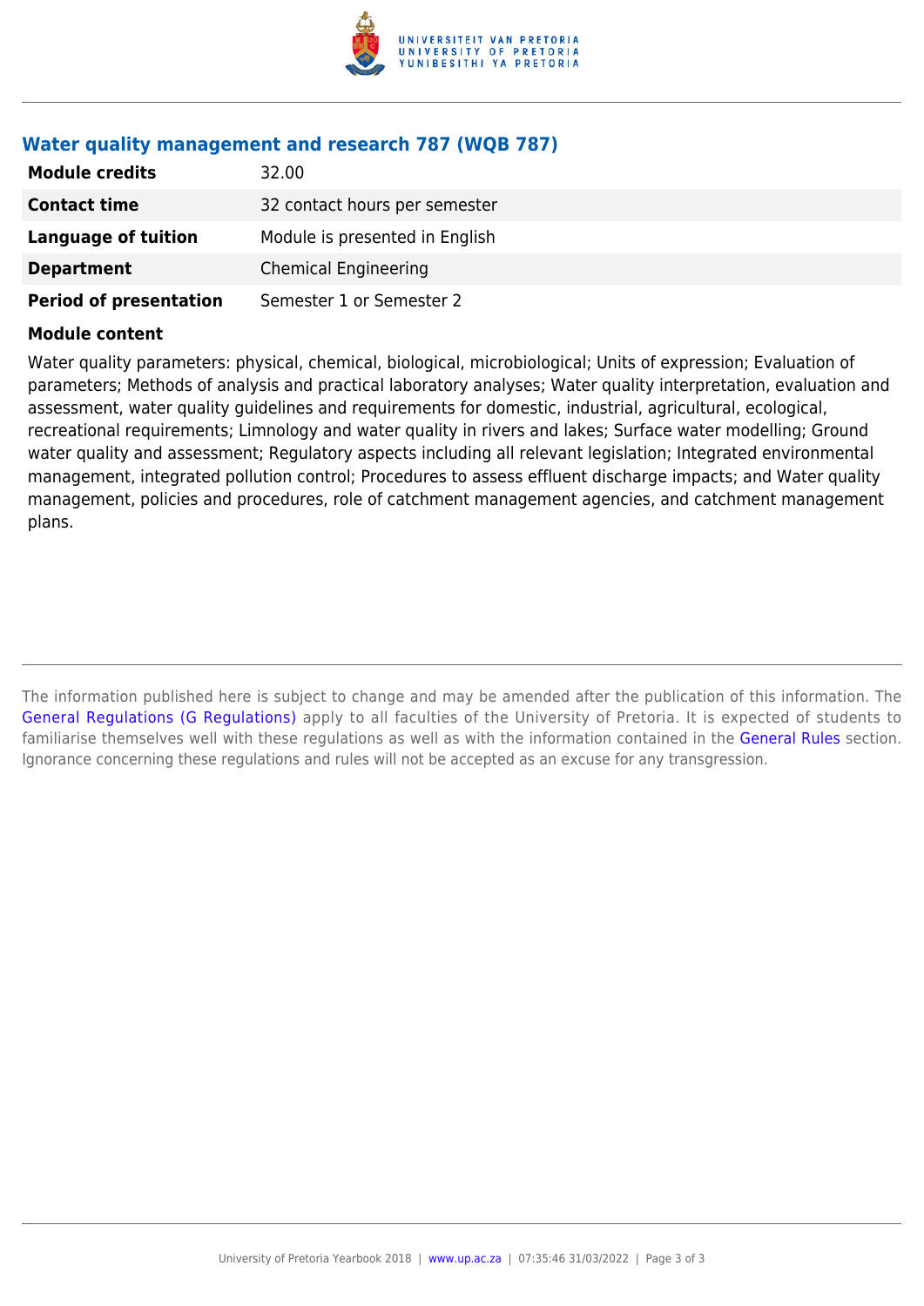## Water quality management and research 787 (WQB 787)

| | |
|---|---|
| **Module credits** | 32.00 |
| **Contact time** | 32 contact hours per semester |
| **Language of tuition** | Module is presented in English |
| **Department** | Chemical Engineering |
| **Period of presentation** | Semester 1 or Semester 2 |

**Module content**

Water quality parameters: physical, chemical, biological, microbiological; Units of expression; Evaluation of parameters; Methods of analysis and practical laboratory analyses; Water quality interpretation, evaluation and assessment, water quality guidelines and requirements for domestic, industrial, agricultural, ecological, recreational requirements; Limnology and water quality in rivers and lakes; Surface water modelling; Ground water quality and assessment; Regulatory aspects including all relevant legislation; Integrated environmental management, integrated pollution control; Procedures to assess effluent discharge impacts; and Water quality management, policies and procedures, role of catchment management agencies, and catchment management plans.

The information published here is subject to change and may be amended after the publication of this information. The General Regulations (G Regulations) apply to all faculties of the University of Pretoria. It is expected of students to familiarise themselves well with these regulations as well as with the information contained in the General Rules section. Ignorance concerning these regulations and rules will not be accepted as an excuse for any transgression.